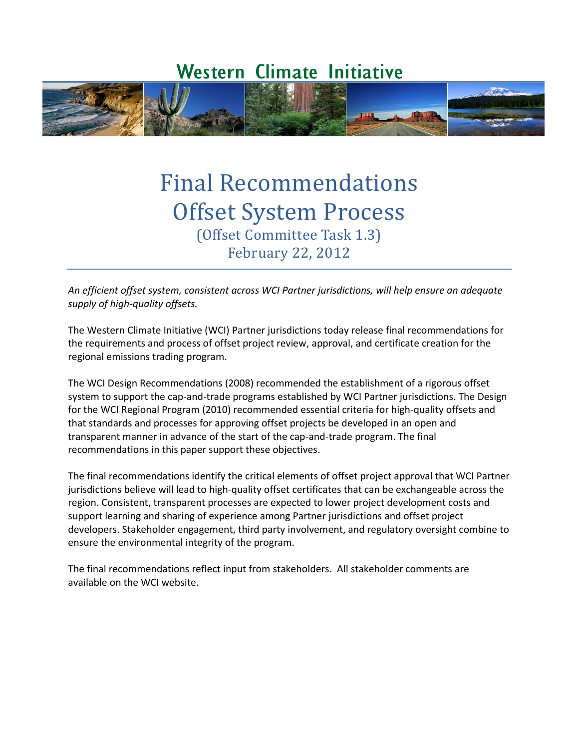# Western Climate Initiative

# Final Recommendations Offset System Process

## (Offset Committee Task 1.3)

## February 22, 2012

*An efficient offset system, consistent across WCI Partner jurisdictions, will help ensure an adequate supply of high-quality offsets.*

The Western Climate Initiative (WCI) Partner jurisdictions today release final recommendations for the requirements and process of offset project review, approval, and certificate creation for the regional emissions trading program.

The WCI Design Recommendations (2008) recommended the establishment of a rigorous offset system to support the cap-and-trade programs established by WCI Partner jurisdictions. The Design for the WCI Regional Program (2010) recommended essential criteria for high-quality offsets and that standards and processes for approving offset projects be developed in an open and transparent manner in advance of the start of the cap-and-trade program. The final recommendations in this paper support these objectives.

The final recommendations identify the critical elements of offset project approval that WCI Partner jurisdictions believe will lead to high-quality offset certificates that can be exchangeable across the region. Consistent, transparent processes are expected to lower project development costs and support learning and sharing of experience among Partner jurisdictions and offset project developers. Stakeholder engagement, third party involvement, and regulatory oversight combine to ensure the environmental integrity of the program.

The final recommendations reflect input from stakeholders. All stakeholder comments are available on the WCI website.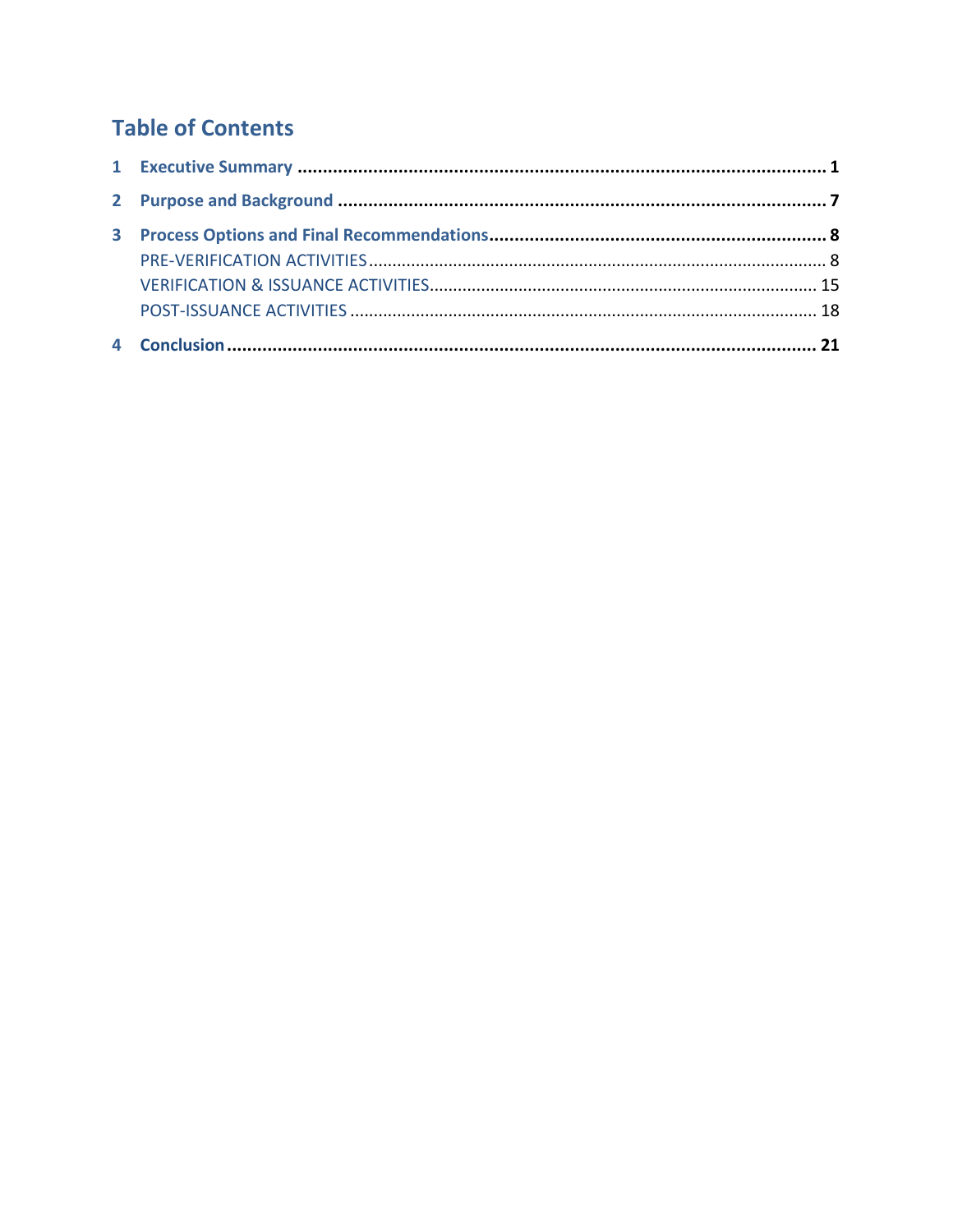# Table of Contents

1 Executive Summary ........................................................................................................ 1

2 Purpose and Background ................................................................................................ 7

3 Process Options and Final Recommendations.................................................................. 8

- PRE-VERIFICATION ACTIVITIES .......................................................................................... 8
- VERIFICATION & ISSUANCE ACTIVITIES............................................................................. 15
- POST-ISSUANCE ACTIVITIES ............................................................................................. 18

4 Conclusion ...................................................................................................................... 21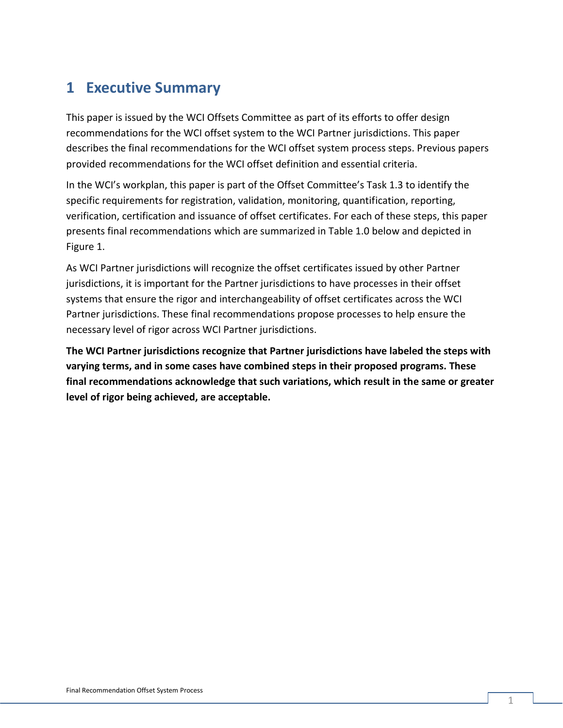# 1 Executive Summary

This paper is issued by the WCI Offsets Committee as part of its efforts to offer design recommendations for the WCI offset system to the WCI Partner jurisdictions. This paper describes the final recommendations for the WCI offset system process steps. Previous papers provided recommendations for the WCI offset definition and essential criteria.

In the WCI's workplan, this paper is part of the Offset Committee's Task 1.3 to identify the specific requirements for registration, validation, monitoring, quantification, reporting, verification, certification and issuance of offset certificates. For each of these steps, this paper presents final recommendations which are summarized in Table 1.0 below and depicted in Figure 1.

As WCI Partner jurisdictions will recognize the offset certificates issued by other Partner jurisdictions, it is important for the Partner jurisdictions to have processes in their offset systems that ensure the rigor and interchangeability of offset certificates across the WCI Partner jurisdictions. These final recommendations propose processes to help ensure the necessary level of rigor across WCI Partner jurisdictions.

**The WCI Partner jurisdictions recognize that Partner jurisdictions have labeled the steps with varying terms, and in some cases have combined steps in their proposed programs. These final recommendations acknowledge that such variations, which result in the same or greater level of rigor being achieved, are acceptable.**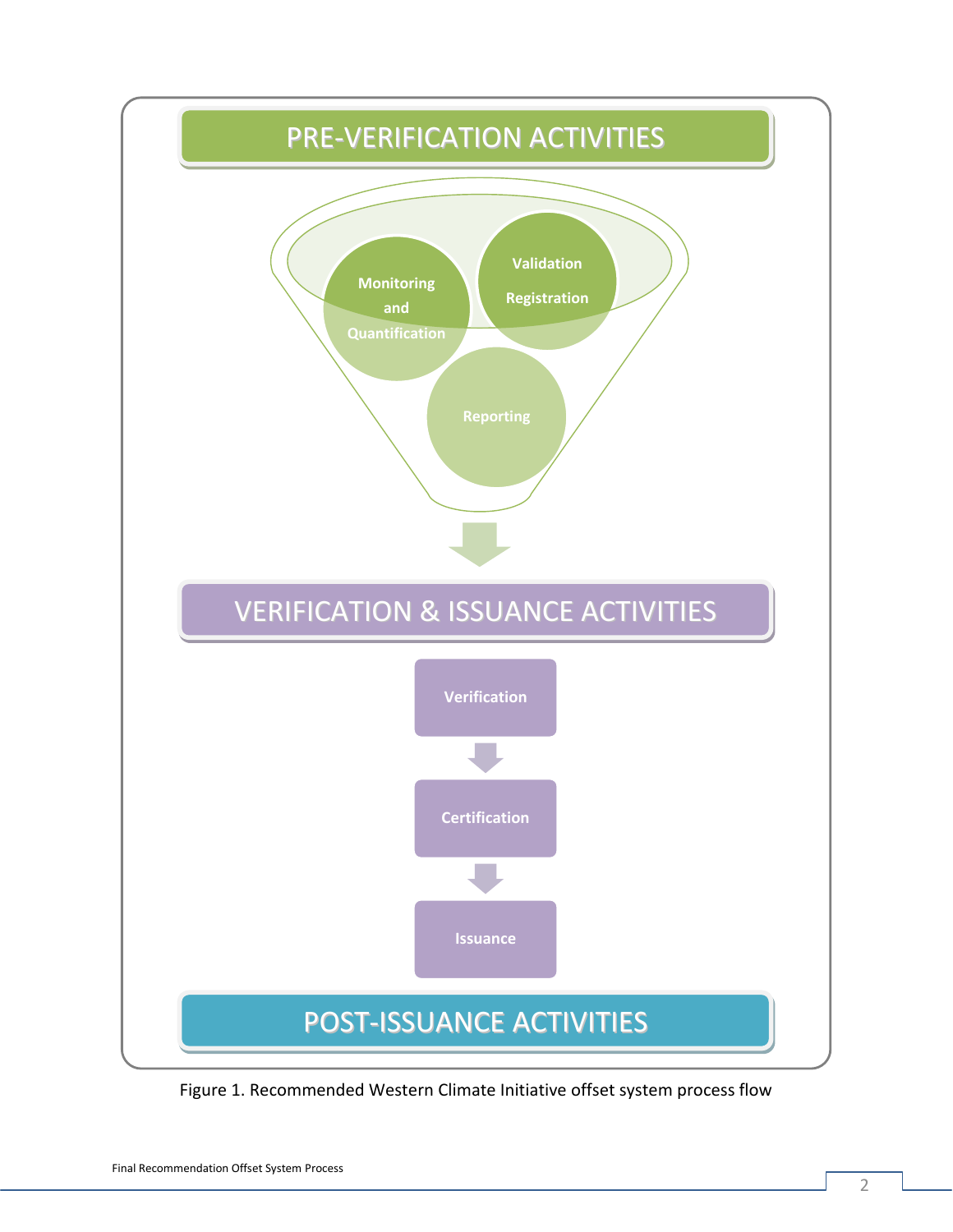PRE-VERIFICATION ACTIVITIES

Monitoring and Quantification

Validation

Registration

Reporting

VERIFICATION & ISSUANCE ACTIVITIES

Verification

Certification

Issuance

POST-ISSUANCE ACTIVITIES

Figure 1. Recommended Western Climate Initiative offset system process flow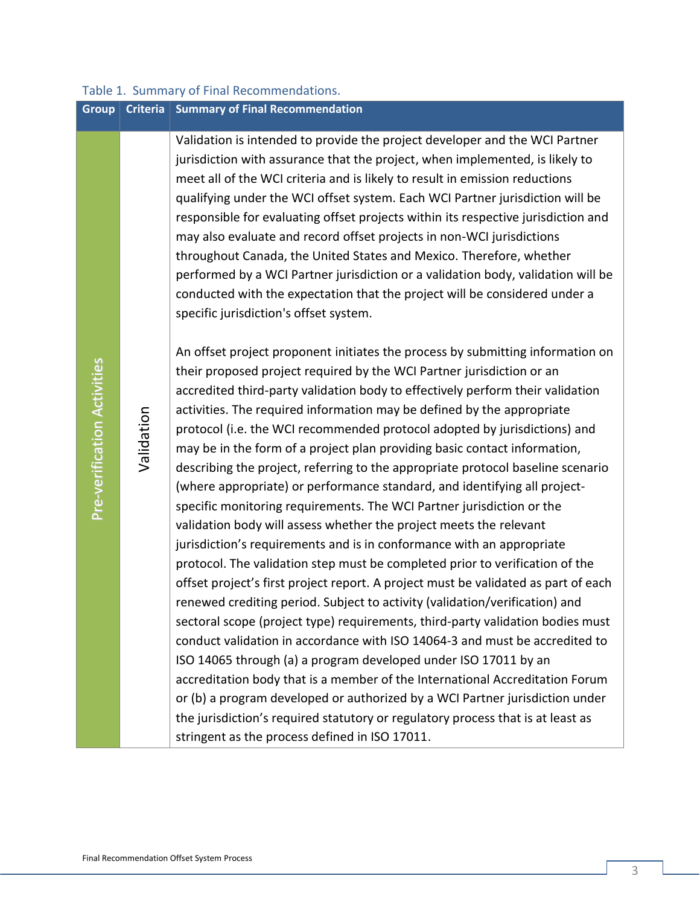Table 1. Summary of Final Recommendations.

| Group | Criteria | Summary of Final Recommendation |
|---|---|---|
| Pre-verification Activities | Validation | Validation is intended to provide the project developer and the WCI Partner jurisdiction with assurance that the project, when implemented, is likely to meet all of the WCI criteria and is likely to result in emission reductions qualifying under the WCI offset system. Each WCI Partner jurisdiction will be responsible for evaluating offset projects within its respective jurisdiction and may also evaluate and record offset projects in non-WCI jurisdictions throughout Canada, the United States and Mexico. Therefore, whether performed by a WCI Partner jurisdiction or a validation body, validation will be conducted with the expectation that the project will be considered under a specific jurisdiction's offset system.<br><br>An offset project proponent initiates the process by submitting information on their proposed project required by the WCI Partner jurisdiction or an accredited third-party validation body to effectively perform their validation activities. The required information may be defined by the appropriate protocol (i.e. the WCI recommended protocol adopted by jurisdictions) and may be in the form of a project plan providing basic contact information, describing the project, referring to the appropriate protocol baseline scenario (where appropriate) or performance standard, and identifying all project-specific monitoring requirements. The WCI Partner jurisdiction or the validation body will assess whether the project meets the relevant jurisdiction's requirements and is in conformance with an appropriate protocol. The validation step must be completed prior to verification of the offset project's first project report. A project must be validated as part of each renewed crediting period. Subject to activity (validation/verification) and sectoral scope (project type) requirements, third-party validation bodies must conduct validation in accordance with ISO 14064-3 and must be accredited to ISO 14065 through (a) a program developed under ISO 17011 by an accreditation body that is a member of the International Accreditation Forum or (b) a program developed or authorized by a WCI Partner jurisdiction under the jurisdiction's required statutory or regulatory process that is at least as stringent as the process defined in ISO 17011. |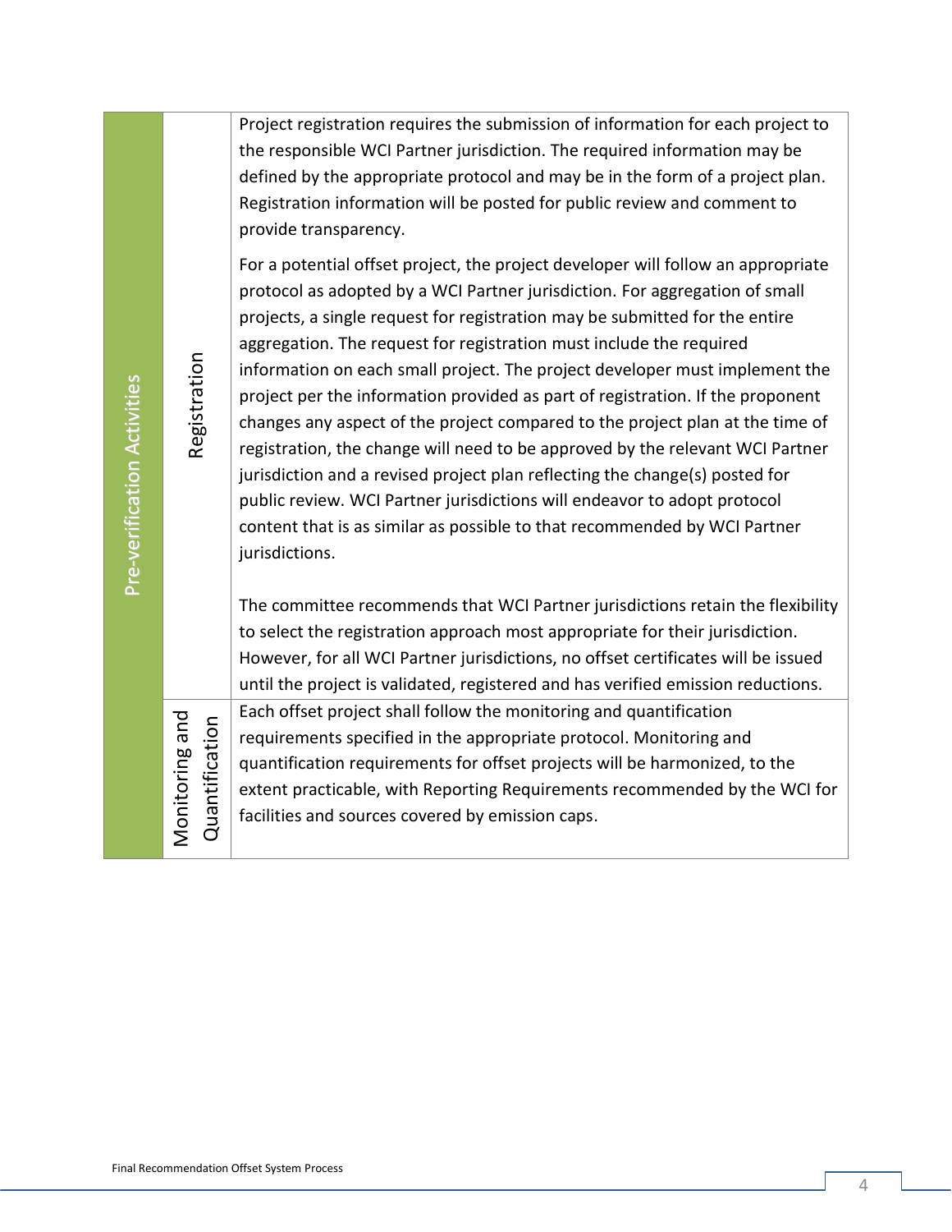| | | |
|---|---|---|
| Pre-verification Activities | Registration | Project registration requires the submission of information for each project to the responsible WCI Partner jurisdiction. The required information may be defined by the appropriate protocol and may be in the form of a project plan. Registration information will be posted for public review and comment to provide transparency.<br><br>For a potential offset project, the project developer will follow an appropriate protocol as adopted by a WCI Partner jurisdiction. For aggregation of small projects, a single request for registration may be submitted for the entire aggregation. The request for registration must include the required information on each small project. The project developer must implement the project per the information provided as part of registration. If the proponent changes any aspect of the project compared to the project plan at the time of registration, the change will need to be approved by the relevant WCI Partner jurisdiction and a revised project plan reflecting the change(s) posted for public review. WCI Partner jurisdictions will endeavor to adopt protocol content that is as similar as possible to that recommended by WCI Partner jurisdictions.<br><br>The committee recommends that WCI Partner jurisdictions retain the flexibility to select the registration approach most appropriate for their jurisdiction. However, for all WCI Partner jurisdictions, no offset certificates will be issued until the project is validated, registered and has verified emission reductions. |
| | Monitoring and Quantification | Each offset project shall follow the monitoring and quantification requirements specified in the appropriate protocol. Monitoring and quantification requirements for offset projects will be harmonized, to the extent practicable, with Reporting Requirements recommended by the WCI for facilities and sources covered by emission caps. |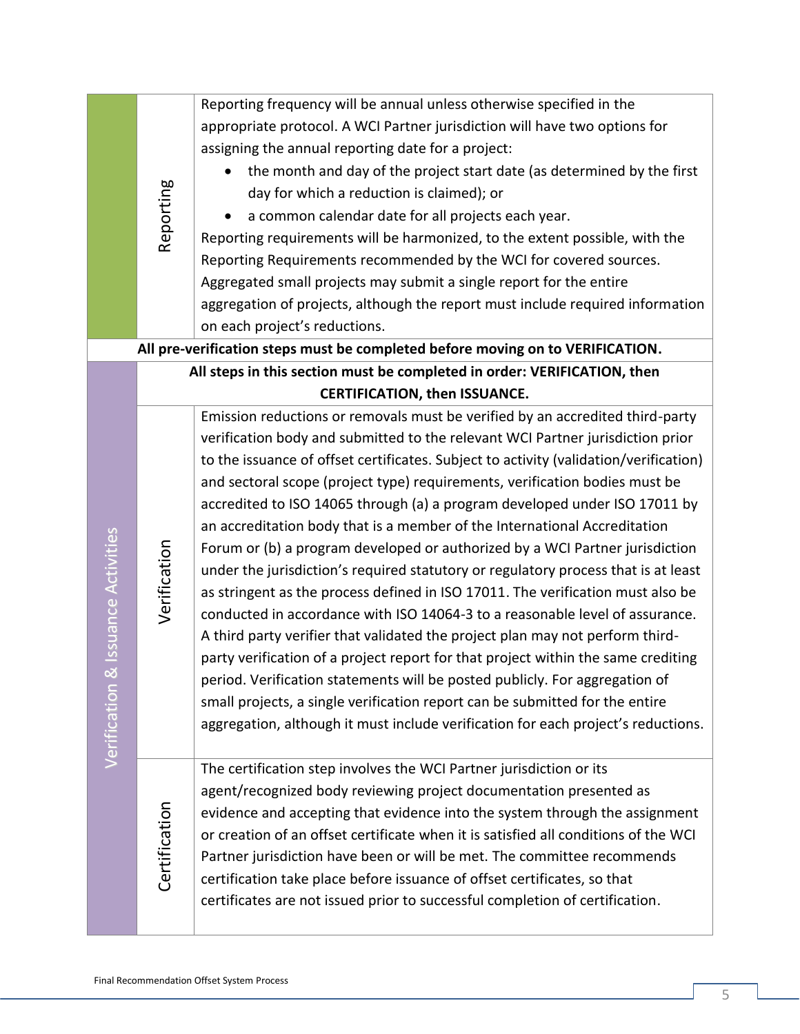| | | |
|---|---|---|
| | Reporting | Reporting frequency will be annual unless otherwise specified in the appropriate protocol. A WCI Partner jurisdiction will have two options for assigning the annual reporting date for a project:<br>• the month and day of the project start date (as determined by the first day for which a reduction is claimed); or<br>• a common calendar date for all projects each year.<br>Reporting requirements will be harmonized, to the extent possible, with the Reporting Requirements recommended by the WCI for covered sources. Aggregated small projects may submit a single report for the entire aggregation of projects, although the report must include required information on each project's reductions. |
| **All pre-verification steps must be completed before moving on to VERIFICATION.** | | |
| Verification & Issuance Activities | **All steps in this section must be completed in order: VERIFICATION, then CERTIFICATION, then ISSUANCE.** | |
| | Verification | Emission reductions or removals must be verified by an accredited third-party verification body and submitted to the relevant WCI Partner jurisdiction prior to the issuance of offset certificates. Subject to activity (validation/verification) and sectoral scope (project type) requirements, verification bodies must be accredited to ISO 14065 through (a) a program developed under ISO 17011 by an accreditation body that is a member of the International Accreditation Forum or (b) a program developed or authorized by a WCI Partner jurisdiction under the jurisdiction's required statutory or regulatory process that is at least as stringent as the process defined in ISO 17011. The verification must also be conducted in accordance with ISO 14064-3 to a reasonable level of assurance. A third party verifier that validated the project plan may not perform third-party verification of a project report for that project within the same crediting period. Verification statements will be posted publicly. For aggregation of small projects, a single verification report can be submitted for the entire aggregation, although it must include verification for each project's reductions. |
| | Certification | The certification step involves the WCI Partner jurisdiction or its agent/recognized body reviewing project documentation presented as evidence and accepting that evidence into the system through the assignment or creation of an offset certificate when it is satisfied all conditions of the WCI Partner jurisdiction have been or will be met. The committee recommends certification take place before issuance of offset certificates, so that certificates are not issued prior to successful completion of certification. |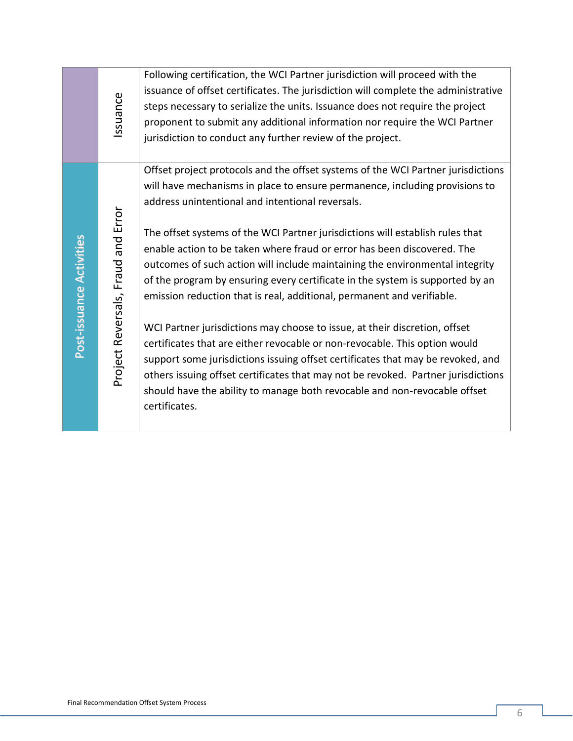| | | |
|---|---|---|
| | Issuance | Following certification, the WCI Partner jurisdiction will proceed with the issuance of offset certificates. The jurisdiction will complete the administrative steps necessary to serialize the units. Issuance does not require the project proponent to submit any additional information nor require the WCI Partner jurisdiction to conduct any further review of the project. |
| Post-issuance Activities | Project Reversals, Fraud and Error | Offset project protocols and the offset systems of the WCI Partner jurisdictions will have mechanisms in place to ensure permanence, including provisions to address unintentional and intentional reversals.<br><br>The offset systems of the WCI Partner jurisdictions will establish rules that enable action to be taken where fraud or error has been discovered. The outcomes of such action will include maintaining the environmental integrity of the program by ensuring every certificate in the system is supported by an emission reduction that is real, additional, permanent and verifiable.<br><br>WCI Partner jurisdictions may choose to issue, at their discretion, offset certificates that are either revocable or non-revocable. This option would support some jurisdictions issuing offset certificates that may be revoked, and others issuing offset certificates that may not be revoked. Partner jurisdictions should have the ability to manage both revocable and non-revocable offset certificates. |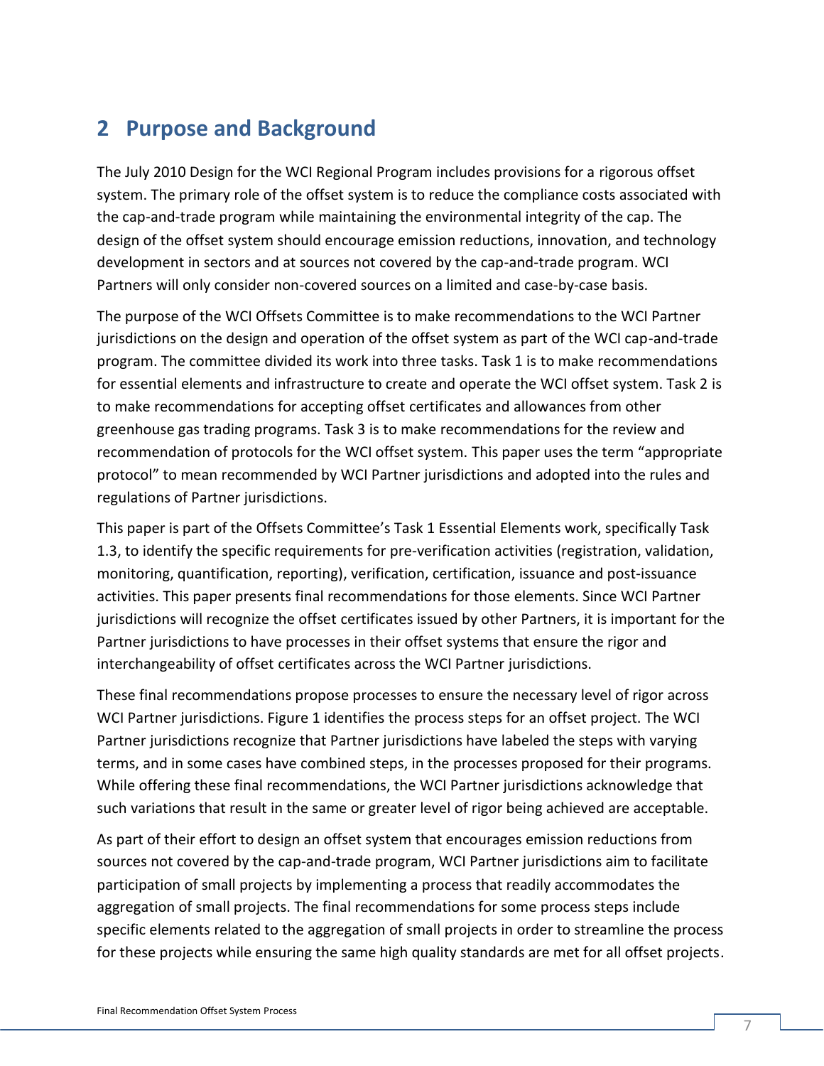# 2 Purpose and Background

The July 2010 Design for the WCI Regional Program includes provisions for a rigorous offset system. The primary role of the offset system is to reduce the compliance costs associated with the cap-and-trade program while maintaining the environmental integrity of the cap. The design of the offset system should encourage emission reductions, innovation, and technology development in sectors and at sources not covered by the cap-and-trade program. WCI Partners will only consider non-covered sources on a limited and case-by-case basis.

The purpose of the WCI Offsets Committee is to make recommendations to the WCI Partner jurisdictions on the design and operation of the offset system as part of the WCI cap-and-trade program. The committee divided its work into three tasks. Task 1 is to make recommendations for essential elements and infrastructure to create and operate the WCI offset system. Task 2 is to make recommendations for accepting offset certificates and allowances from other greenhouse gas trading programs. Task 3 is to make recommendations for the review and recommendation of protocols for the WCI offset system. This paper uses the term "appropriate protocol" to mean recommended by WCI Partner jurisdictions and adopted into the rules and regulations of Partner jurisdictions.

This paper is part of the Offsets Committee's Task 1 Essential Elements work, specifically Task 1.3, to identify the specific requirements for pre-verification activities (registration, validation, monitoring, quantification, reporting), verification, certification, issuance and post-issuance activities. This paper presents final recommendations for those elements. Since WCI Partner jurisdictions will recognize the offset certificates issued by other Partners, it is important for the Partner jurisdictions to have processes in their offset systems that ensure the rigor and interchangeability of offset certificates across the WCI Partner jurisdictions.

These final recommendations propose processes to ensure the necessary level of rigor across WCI Partner jurisdictions. Figure 1 identifies the process steps for an offset project. The WCI Partner jurisdictions recognize that Partner jurisdictions have labeled the steps with varying terms, and in some cases have combined steps, in the processes proposed for their programs. While offering these final recommendations, the WCI Partner jurisdictions acknowledge that such variations that result in the same or greater level of rigor being achieved are acceptable.

As part of their effort to design an offset system that encourages emission reductions from sources not covered by the cap-and-trade program, WCI Partner jurisdictions aim to facilitate participation of small projects by implementing a process that readily accommodates the aggregation of small projects. The final recommendations for some process steps include specific elements related to the aggregation of small projects in order to streamline the process for these projects while ensuring the same high quality standards are met for all offset projects.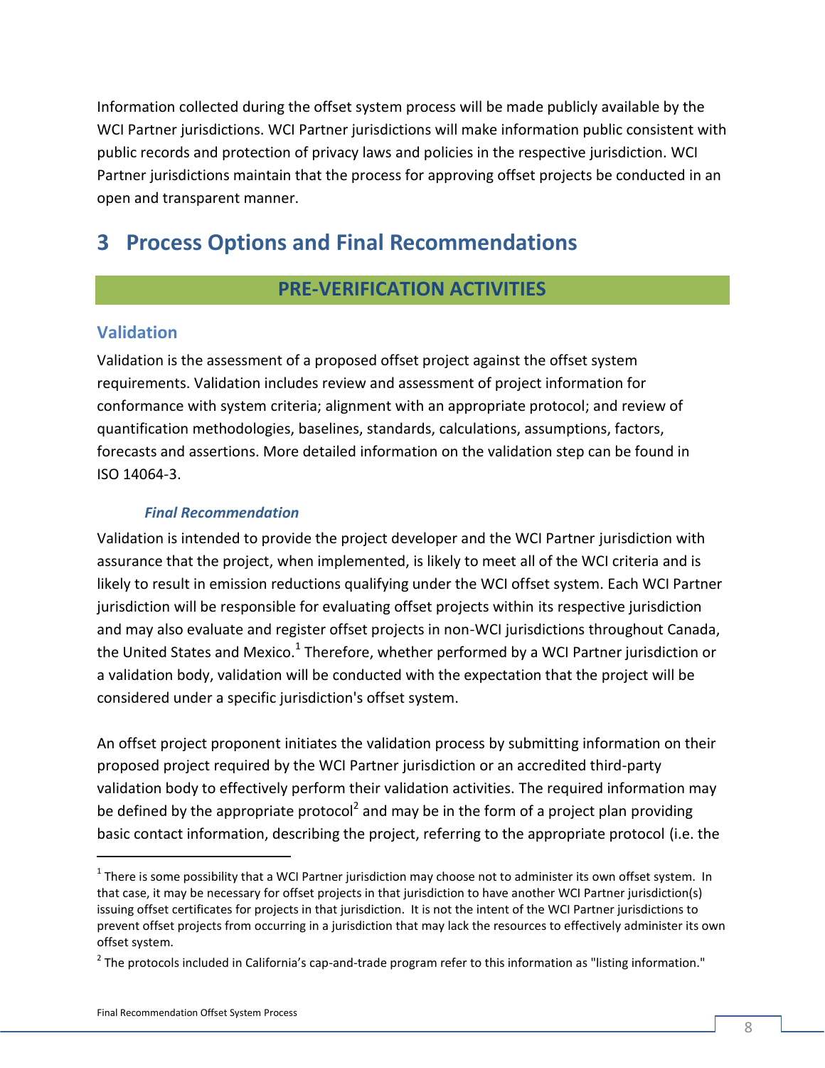Information collected during the offset system process will be made publicly available by the WCI Partner jurisdictions. WCI Partner jurisdictions will make information public consistent with public records and protection of privacy laws and policies in the respective jurisdiction. WCI Partner jurisdictions maintain that the process for approving offset projects be conducted in an open and transparent manner.

# 3 Process Options and Final Recommendations

## PRE-VERIFICATION ACTIVITIES

### Validation

Validation is the assessment of a proposed offset project against the offset system requirements. Validation includes review and assessment of project information for conformance with system criteria; alignment with an appropriate protocol; and review of quantification methodologies, baselines, standards, calculations, assumptions, factors, forecasts and assertions. More detailed information on the validation step can be found in ISO 14064-3.

#### *Final Recommendation*

Validation is intended to provide the project developer and the WCI Partner jurisdiction with assurance that the project, when implemented, is likely to meet all of the WCI criteria and is likely to result in emission reductions qualifying under the WCI offset system. Each WCI Partner jurisdiction will be responsible for evaluating offset projects within its respective jurisdiction and may also evaluate and register offset projects in non-WCI jurisdictions throughout Canada, the United States and Mexico.[1] Therefore, whether performed by a WCI Partner jurisdiction or a validation body, validation will be conducted with the expectation that the project will be considered under a specific jurisdiction's offset system.

An offset project proponent initiates the validation process by submitting information on their proposed project required by the WCI Partner jurisdiction or an accredited third-party validation body to effectively perform their validation activities. The required information may be defined by the appropriate protocol[2] and may be in the form of a project plan providing basic contact information, describing the project, referring to the appropriate protocol (i.e. the

---

[1] There is some possibility that a WCI Partner jurisdiction may choose not to administer its own offset system. In that case, it may be necessary for offset projects in that jurisdiction to have another WCI Partner jurisdiction(s) issuing offset certificates for projects in that jurisdiction. It is not the intent of the WCI Partner jurisdictions to prevent offset projects from occurring in a jurisdiction that may lack the resources to effectively administer its own offset system.

[2] The protocols included in California's cap-and-trade program refer to this information as "listing information."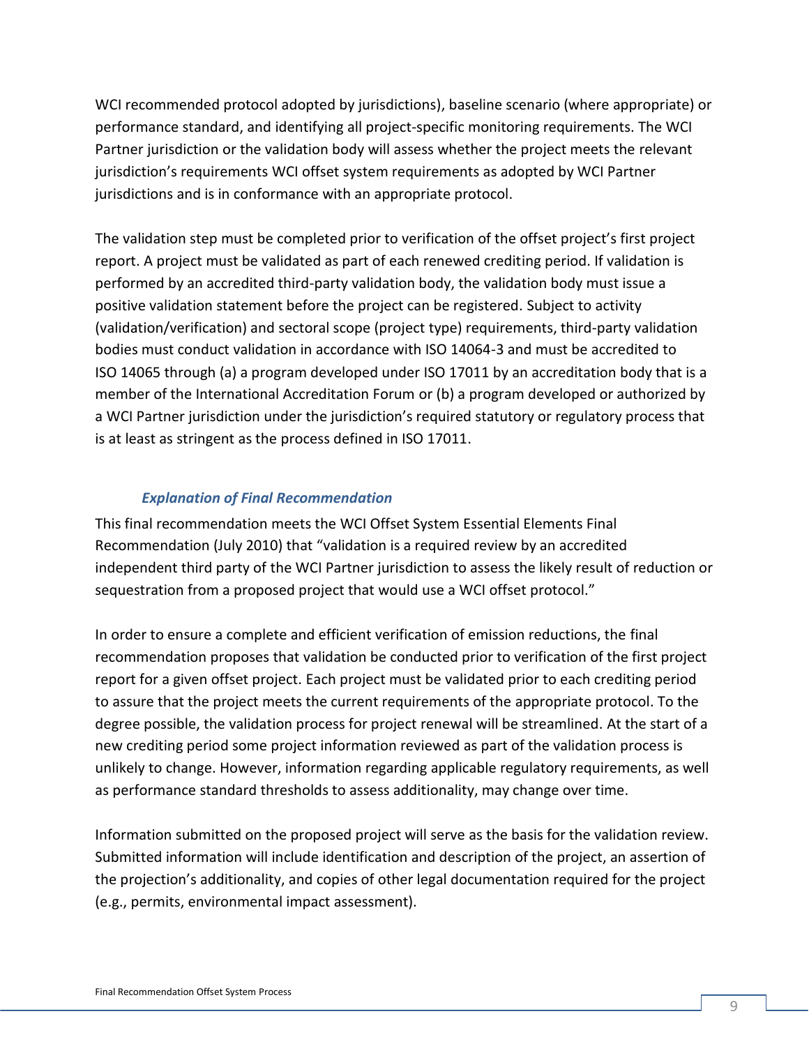WCI recommended protocol adopted by jurisdictions), baseline scenario (where appropriate) or performance standard, and identifying all project-specific monitoring requirements. The WCI Partner jurisdiction or the validation body will assess whether the project meets the relevant jurisdiction's requirements WCI offset system requirements as adopted by WCI Partner jurisdictions and is in conformance with an appropriate protocol.

The validation step must be completed prior to verification of the offset project's first project report. A project must be validated as part of each renewed crediting period. If validation is performed by an accredited third-party validation body, the validation body must issue a positive validation statement before the project can be registered. Subject to activity (validation/verification) and sectoral scope (project type) requirements, third-party validation bodies must conduct validation in accordance with ISO 14064-3 and must be accredited to ISO 14065 through (a) a program developed under ISO 17011 by an accreditation body that is a member of the International Accreditation Forum or (b) a program developed or authorized by a WCI Partner jurisdiction under the jurisdiction's required statutory or regulatory process that is at least as stringent as the process defined in ISO 17011.

### *Explanation of Final Recommendation*

This final recommendation meets the WCI Offset System Essential Elements Final Recommendation (July 2010) that "validation is a required review by an accredited independent third party of the WCI Partner jurisdiction to assess the likely result of reduction or sequestration from a proposed project that would use a WCI offset protocol."

In order to ensure a complete and efficient verification of emission reductions, the final recommendation proposes that validation be conducted prior to verification of the first project report for a given offset project. Each project must be validated prior to each crediting period to assure that the project meets the current requirements of the appropriate protocol. To the degree possible, the validation process for project renewal will be streamlined. At the start of a new crediting period some project information reviewed as part of the validation process is unlikely to change. However, information regarding applicable regulatory requirements, as well as performance standard thresholds to assess additionality, may change over time.

Information submitted on the proposed project will serve as the basis for the validation review. Submitted information will include identification and description of the project, an assertion of the projection's additionality, and copies of other legal documentation required for the project (e.g., permits, environmental impact assessment).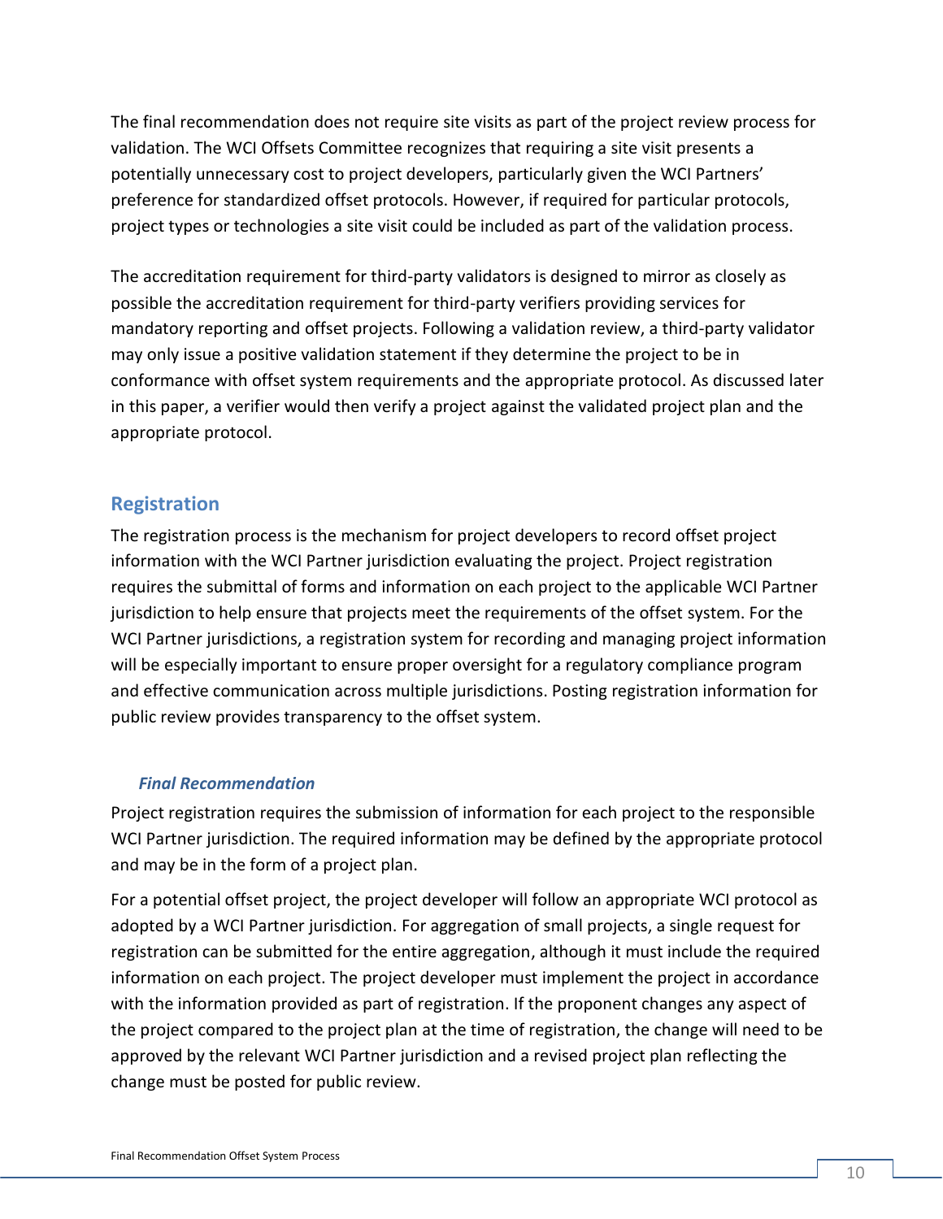The final recommendation does not require site visits as part of the project review process for validation. The WCI Offsets Committee recognizes that requiring a site visit presents a potentially unnecessary cost to project developers, particularly given the WCI Partners' preference for standardized offset protocols. However, if required for particular protocols, project types or technologies a site visit could be included as part of the validation process.

The accreditation requirement for third-party validators is designed to mirror as closely as possible the accreditation requirement for third-party verifiers providing services for mandatory reporting and offset projects. Following a validation review, a third-party validator may only issue a positive validation statement if they determine the project to be in conformance with offset system requirements and the appropriate protocol. As discussed later in this paper, a verifier would then verify a project against the validated project plan and the appropriate protocol.

## Registration

The registration process is the mechanism for project developers to record offset project information with the WCI Partner jurisdiction evaluating the project. Project registration requires the submittal of forms and information on each project to the applicable WCI Partner jurisdiction to help ensure that projects meet the requirements of the offset system. For the WCI Partner jurisdictions, a registration system for recording and managing project information will be especially important to ensure proper oversight for a regulatory compliance program and effective communication across multiple jurisdictions. Posting registration information for public review provides transparency to the offset system.

### *Final Recommendation*

Project registration requires the submission of information for each project to the responsible WCI Partner jurisdiction. The required information may be defined by the appropriate protocol and may be in the form of a project plan.

For a potential offset project, the project developer will follow an appropriate WCI protocol as adopted by a WCI Partner jurisdiction. For aggregation of small projects, a single request for registration can be submitted for the entire aggregation, although it must include the required information on each project. The project developer must implement the project in accordance with the information provided as part of registration. If the proponent changes any aspect of the project compared to the project plan at the time of registration, the change will need to be approved by the relevant WCI Partner jurisdiction and a revised project plan reflecting the change must be posted for public review.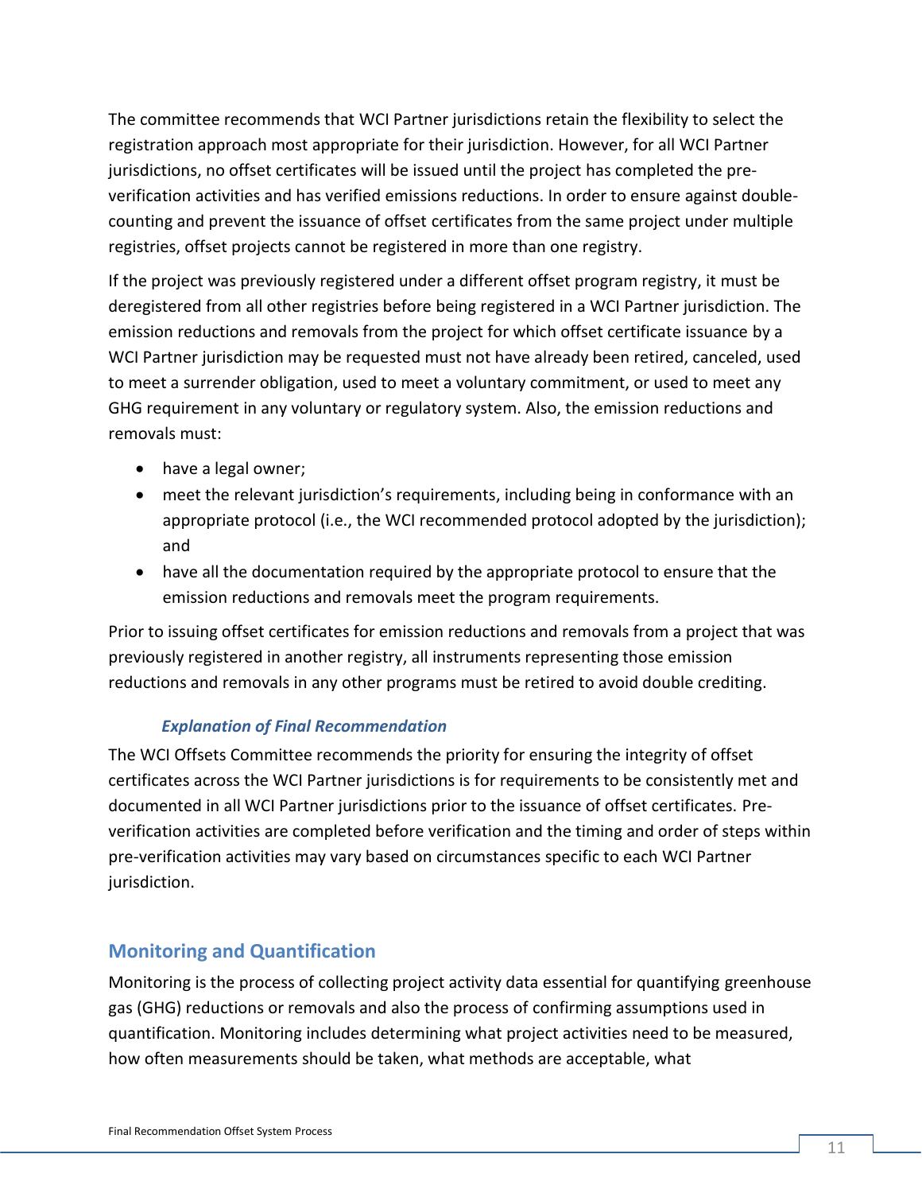The committee recommends that WCI Partner jurisdictions retain the flexibility to select the registration approach most appropriate for their jurisdiction. However, for all WCI Partner jurisdictions, no offset certificates will be issued until the project has completed the pre-verification activities and has verified emissions reductions. In order to ensure against double-counting and prevent the issuance of offset certificates from the same project under multiple registries, offset projects cannot be registered in more than one registry.

If the project was previously registered under a different offset program registry, it must be deregistered from all other registries before being registered in a WCI Partner jurisdiction. The emission reductions and removals from the project for which offset certificate issuance by a WCI Partner jurisdiction may be requested must not have already been retired, canceled, used to meet a surrender obligation, used to meet a voluntary commitment, or used to meet any GHG requirement in any voluntary or regulatory system. Also, the emission reductions and removals must:

- have a legal owner;
- meet the relevant jurisdiction's requirements, including being in conformance with an appropriate protocol (i.e., the WCI recommended protocol adopted by the jurisdiction); and
- have all the documentation required by the appropriate protocol to ensure that the emission reductions and removals meet the program requirements.

Prior to issuing offset certificates for emission reductions and removals from a project that was previously registered in another registry, all instruments representing those emission reductions and removals in any other programs must be retired to avoid double crediting.

#### *Explanation of Final Recommendation*

The WCI Offsets Committee recommends the priority for ensuring the integrity of offset certificates across the WCI Partner jurisdictions is for requirements to be consistently met and documented in all WCI Partner jurisdictions prior to the issuance of offset certificates. Pre-verification activities are completed before verification and the timing and order of steps within pre-verification activities may vary based on circumstances specific to each WCI Partner jurisdiction.

## Monitoring and Quantification

Monitoring is the process of collecting project activity data essential for quantifying greenhouse gas (GHG) reductions or removals and also the process of confirming assumptions used in quantification. Monitoring includes determining what project activities need to be measured, how often measurements should be taken, what methods are acceptable, what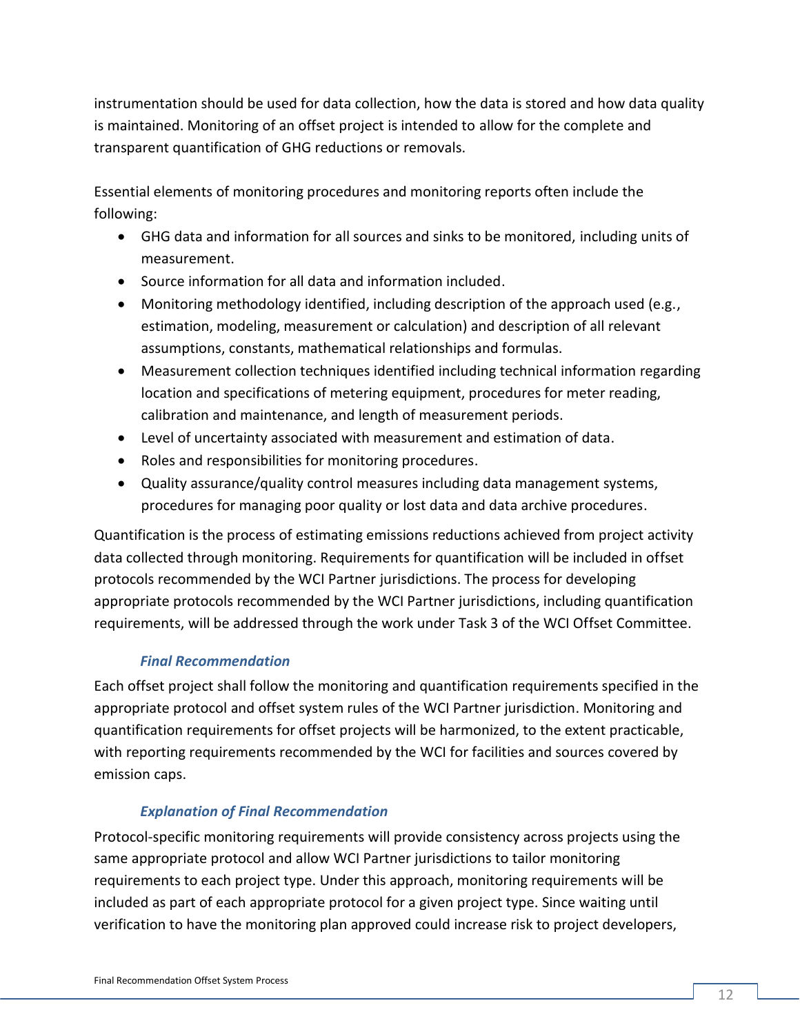instrumentation should be used for data collection, how the data is stored and how data quality is maintained. Monitoring of an offset project is intended to allow for the complete and transparent quantification of GHG reductions or removals.

Essential elements of monitoring procedures and monitoring reports often include the following:

- GHG data and information for all sources and sinks to be monitored, including units of measurement.
- Source information for all data and information included.
- Monitoring methodology identified, including description of the approach used (e.g., estimation, modeling, measurement or calculation) and description of all relevant assumptions, constants, mathematical relationships and formulas.
- Measurement collection techniques identified including technical information regarding location and specifications of metering equipment, procedures for meter reading, calibration and maintenance, and length of measurement periods.
- Level of uncertainty associated with measurement and estimation of data.
- Roles and responsibilities for monitoring procedures.
- Quality assurance/quality control measures including data management systems, procedures for managing poor quality or lost data and data archive procedures.

Quantification is the process of estimating emissions reductions achieved from project activity data collected through monitoring. Requirements for quantification will be included in offset protocols recommended by the WCI Partner jurisdictions. The process for developing appropriate protocols recommended by the WCI Partner jurisdictions, including quantification requirements, will be addressed through the work under Task 3 of the WCI Offset Committee.

#### *Final Recommendation*

Each offset project shall follow the monitoring and quantification requirements specified in the appropriate protocol and offset system rules of the WCI Partner jurisdiction. Monitoring and quantification requirements for offset projects will be harmonized, to the extent practicable, with reporting requirements recommended by the WCI for facilities and sources covered by emission caps.

#### *Explanation of Final Recommendation*

Protocol-specific monitoring requirements will provide consistency across projects using the same appropriate protocol and allow WCI Partner jurisdictions to tailor monitoring requirements to each project type. Under this approach, monitoring requirements will be included as part of each appropriate protocol for a given project type. Since waiting until verification to have the monitoring plan approved could increase risk to project developers,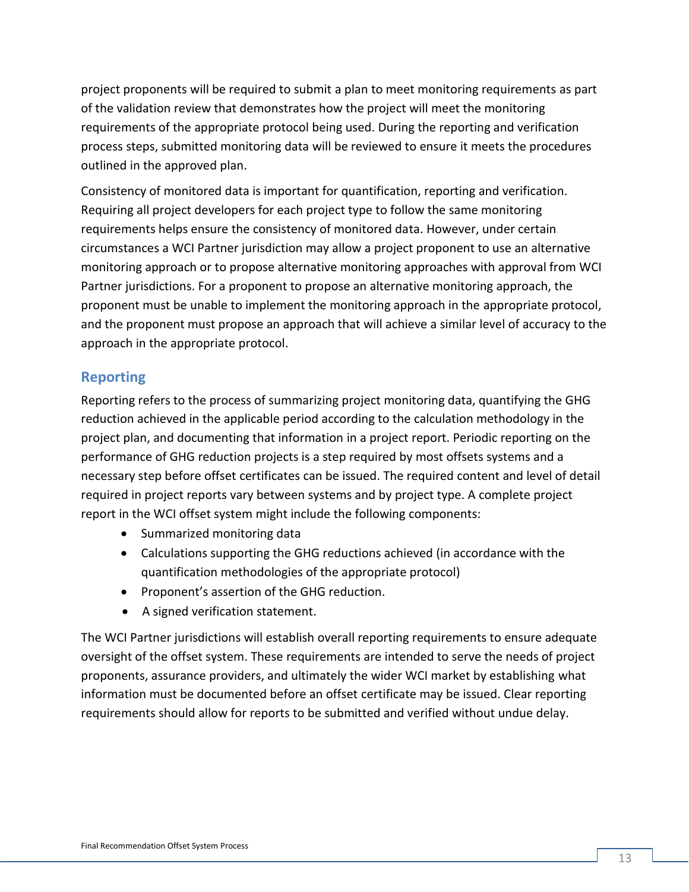project proponents will be required to submit a plan to meet monitoring requirements as part of the validation review that demonstrates how the project will meet the monitoring requirements of the appropriate protocol being used. During the reporting and verification process steps, submitted monitoring data will be reviewed to ensure it meets the procedures outlined in the approved plan.

Consistency of monitored data is important for quantification, reporting and verification. Requiring all project developers for each project type to follow the same monitoring requirements helps ensure the consistency of monitored data. However, under certain circumstances a WCI Partner jurisdiction may allow a project proponent to use an alternative monitoring approach or to propose alternative monitoring approaches with approval from WCI Partner jurisdictions. For a proponent to propose an alternative monitoring approach, the proponent must be unable to implement the monitoring approach in the appropriate protocol, and the proponent must propose an approach that will achieve a similar level of accuracy to the approach in the appropriate protocol.

## Reporting

Reporting refers to the process of summarizing project monitoring data, quantifying the GHG reduction achieved in the applicable period according to the calculation methodology in the project plan, and documenting that information in a project report. Periodic reporting on the performance of GHG reduction projects is a step required by most offsets systems and a necessary step before offset certificates can be issued. The required content and level of detail required in project reports vary between systems and by project type. A complete project report in the WCI offset system might include the following components:

- Summarized monitoring data
- Calculations supporting the GHG reductions achieved (in accordance with the quantification methodologies of the appropriate protocol)
- Proponent's assertion of the GHG reduction.
- A signed verification statement.

The WCI Partner jurisdictions will establish overall reporting requirements to ensure adequate oversight of the offset system. These requirements are intended to serve the needs of project proponents, assurance providers, and ultimately the wider WCI market by establishing what information must be documented before an offset certificate may be issued. Clear reporting requirements should allow for reports to be submitted and verified without undue delay.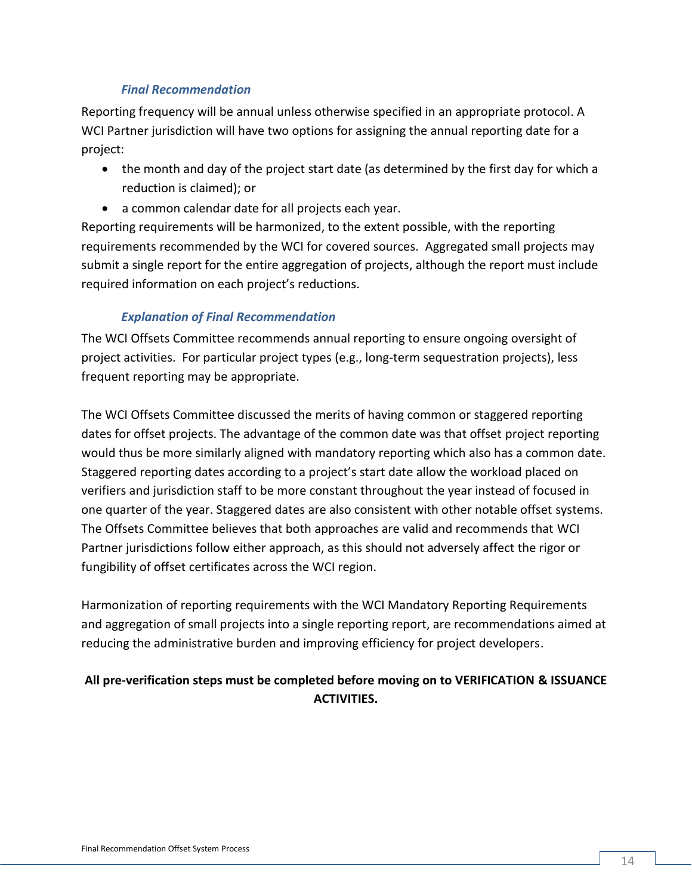#### *Final Recommendation*

Reporting frequency will be annual unless otherwise specified in an appropriate protocol. A WCI Partner jurisdiction will have two options for assigning the annual reporting date for a project:

- the month and day of the project start date (as determined by the first day for which a reduction is claimed); or
- a common calendar date for all projects each year.

Reporting requirements will be harmonized, to the extent possible, with the reporting requirements recommended by the WCI for covered sources. Aggregated small projects may submit a single report for the entire aggregation of projects, although the report must include required information on each project's reductions.

#### *Explanation of Final Recommendation*

The WCI Offsets Committee recommends annual reporting to ensure ongoing oversight of project activities. For particular project types (e.g., long-term sequestration projects), less frequent reporting may be appropriate.

The WCI Offsets Committee discussed the merits of having common or staggered reporting dates for offset projects. The advantage of the common date was that offset project reporting would thus be more similarly aligned with mandatory reporting which also has a common date. Staggered reporting dates according to a project's start date allow the workload placed on verifiers and jurisdiction staff to be more constant throughout the year instead of focused in one quarter of the year. Staggered dates are also consistent with other notable offset systems. The Offsets Committee believes that both approaches are valid and recommends that WCI Partner jurisdictions follow either approach, as this should not adversely affect the rigor or fungibility of offset certificates across the WCI region.

Harmonization of reporting requirements with the WCI Mandatory Reporting Requirements and aggregation of small projects into a single reporting report, are recommendations aimed at reducing the administrative burden and improving efficiency for project developers.

**All pre-verification steps must be completed before moving on to VERIFICATION & ISSUANCE ACTIVITIES.**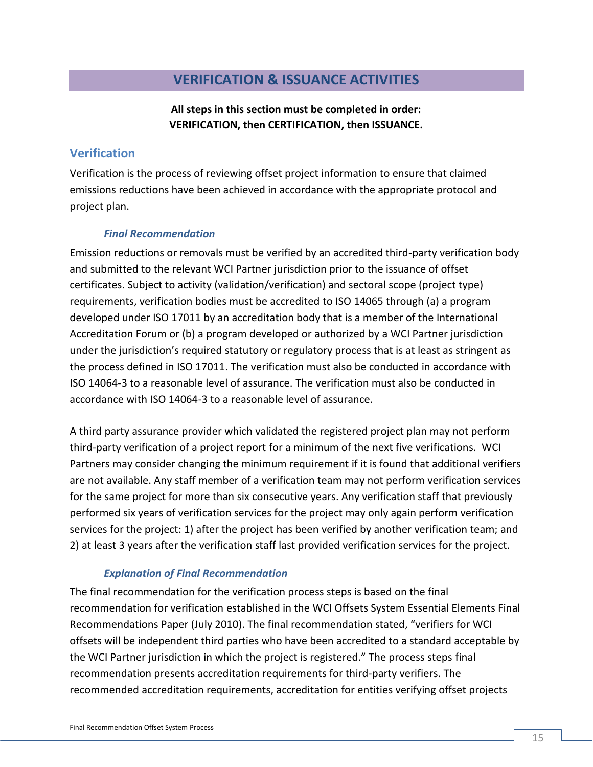# VERIFICATION & ISSUANCE ACTIVITIES

**All steps in this section must be completed in order:**
**VERIFICATION, then CERTIFICATION, then ISSUANCE.**

## Verification

Verification is the process of reviewing offset project information to ensure that claimed emissions reductions have been achieved in accordance with the appropriate protocol and project plan.

### *Final Recommendation*

Emission reductions or removals must be verified by an accredited third-party verification body and submitted to the relevant WCI Partner jurisdiction prior to the issuance of offset certificates. Subject to activity (validation/verification) and sectoral scope (project type) requirements, verification bodies must be accredited to ISO 14065 through (a) a program developed under ISO 17011 by an accreditation body that is a member of the International Accreditation Forum or (b) a program developed or authorized by a WCI Partner jurisdiction under the jurisdiction's required statutory or regulatory process that is at least as stringent as the process defined in ISO 17011. The verification must also be conducted in accordance with ISO 14064-3 to a reasonable level of assurance. The verification must also be conducted in accordance with ISO 14064-3 to a reasonable level of assurance.

A third party assurance provider which validated the registered project plan may not perform third-party verification of a project report for a minimum of the next five verifications. WCI Partners may consider changing the minimum requirement if it is found that additional verifiers are not available. Any staff member of a verification team may not perform verification services for the same project for more than six consecutive years. Any verification staff that previously performed six years of verification services for the project may only again perform verification services for the project: 1) after the project has been verified by another verification team; and 2) at least 3 years after the verification staff last provided verification services for the project.

### *Explanation of Final Recommendation*

The final recommendation for the verification process steps is based on the final recommendation for verification established in the WCI Offsets System Essential Elements Final Recommendations Paper (July 2010). The final recommendation stated, "verifiers for WCI offsets will be independent third parties who have been accredited to a standard acceptable by the WCI Partner jurisdiction in which the project is registered." The process steps final recommendation presents accreditation requirements for third-party verifiers. The recommended accreditation requirements, accreditation for entities verifying offset projects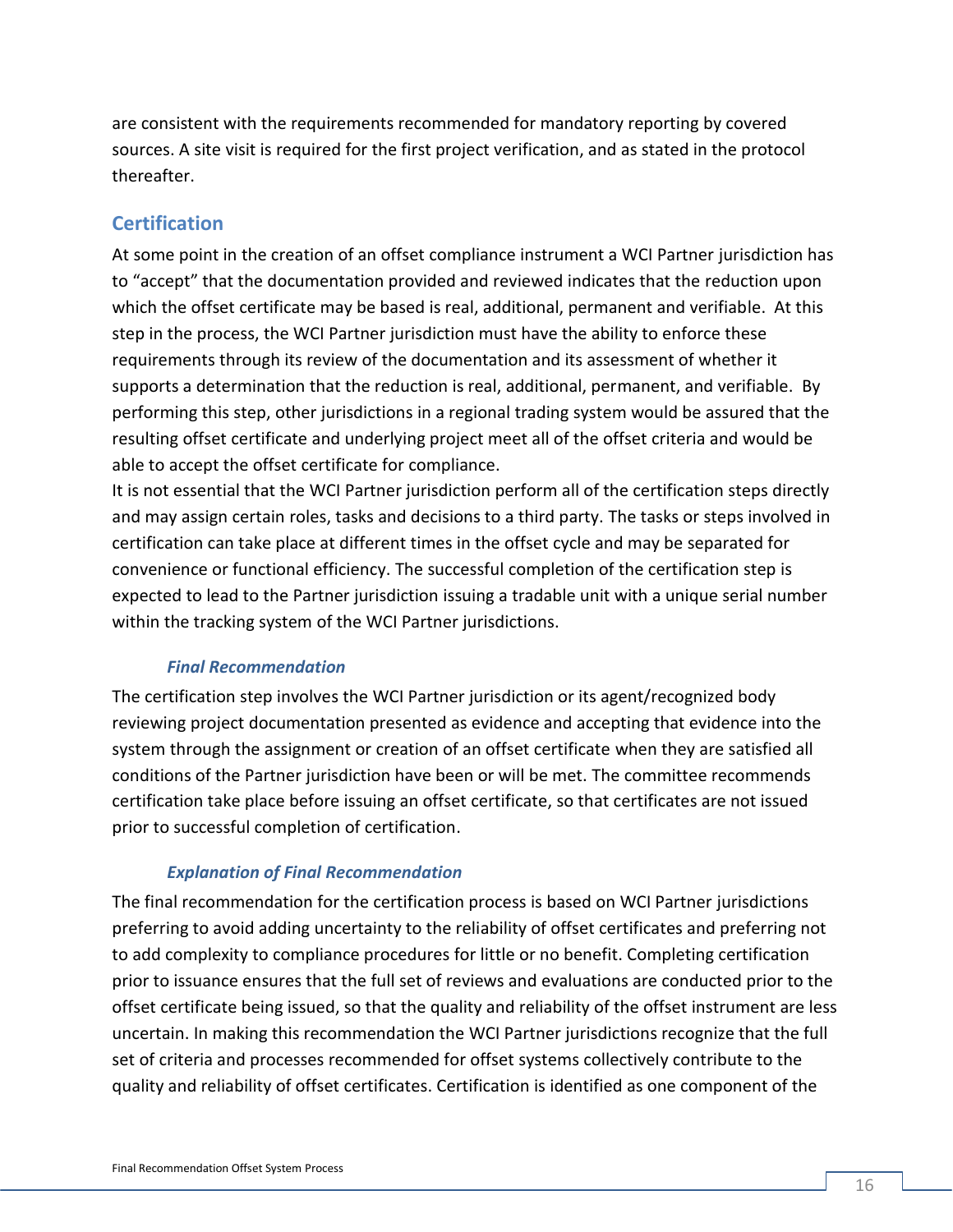are consistent with the requirements recommended for mandatory reporting by covered sources. A site visit is required for the first project verification, and as stated in the protocol thereafter.

## Certification

At some point in the creation of an offset compliance instrument a WCI Partner jurisdiction has to "accept" that the documentation provided and reviewed indicates that the reduction upon which the offset certificate may be based is real, additional, permanent and verifiable. At this step in the process, the WCI Partner jurisdiction must have the ability to enforce these requirements through its review of the documentation and its assessment of whether it supports a determination that the reduction is real, additional, permanent, and verifiable. By performing this step, other jurisdictions in a regional trading system would be assured that the resulting offset certificate and underlying project meet all of the offset criteria and would be able to accept the offset certificate for compliance.

It is not essential that the WCI Partner jurisdiction perform all of the certification steps directly and may assign certain roles, tasks and decisions to a third party. The tasks or steps involved in certification can take place at different times in the offset cycle and may be separated for convenience or functional efficiency. The successful completion of the certification step is expected to lead to the Partner jurisdiction issuing a tradable unit with a unique serial number within the tracking system of the WCI Partner jurisdictions.

### *Final Recommendation*

The certification step involves the WCI Partner jurisdiction or its agent/recognized body reviewing project documentation presented as evidence and accepting that evidence into the system through the assignment or creation of an offset certificate when they are satisfied all conditions of the Partner jurisdiction have been or will be met. The committee recommends certification take place before issuing an offset certificate, so that certificates are not issued prior to successful completion of certification.

### *Explanation of Final Recommendation*

The final recommendation for the certification process is based on WCI Partner jurisdictions preferring to avoid adding uncertainty to the reliability of offset certificates and preferring not to add complexity to compliance procedures for little or no benefit. Completing certification prior to issuance ensures that the full set of reviews and evaluations are conducted prior to the offset certificate being issued, so that the quality and reliability of the offset instrument are less uncertain. In making this recommendation the WCI Partner jurisdictions recognize that the full set of criteria and processes recommended for offset systems collectively contribute to the quality and reliability of offset certificates. Certification is identified as one component of the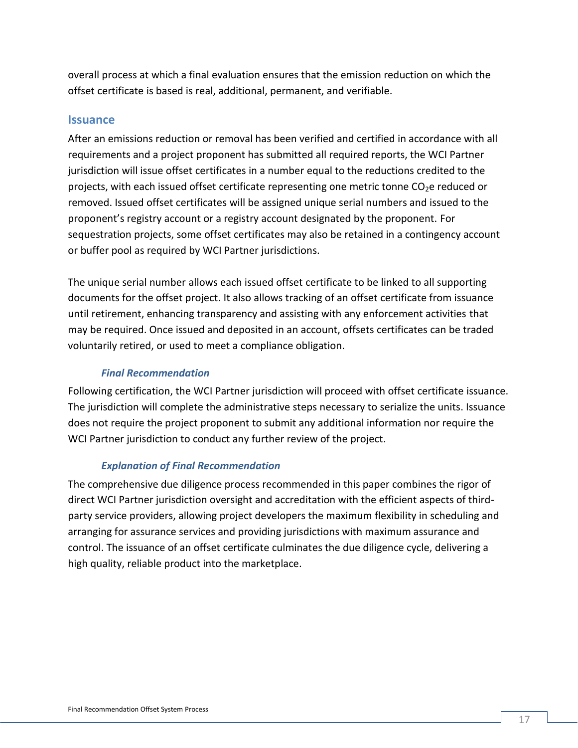overall process at which a final evaluation ensures that the emission reduction on which the offset certificate is based is real, additional, permanent, and verifiable.

## Issuance

After an emissions reduction or removal has been verified and certified in accordance with all requirements and a project proponent has submitted all required reports, the WCI Partner jurisdiction will issue offset certificates in a number equal to the reductions credited to the projects, with each issued offset certificate representing one metric tonne $CO_2e$ reduced or removed. Issued offset certificates will be assigned unique serial numbers and issued to the proponent's registry account or a registry account designated by the proponent. For sequestration projects, some offset certificates may also be retained in a contingency account or buffer pool as required by WCI Partner jurisdictions.

The unique serial number allows each issued offset certificate to be linked to all supporting documents for the offset project. It also allows tracking of an offset certificate from issuance until retirement, enhancing transparency and assisting with any enforcement activities that may be required. Once issued and deposited in an account, offsets certificates can be traded voluntarily retired, or used to meet a compliance obligation.

### *Final Recommendation*

Following certification, the WCI Partner jurisdiction will proceed with offset certificate issuance. The jurisdiction will complete the administrative steps necessary to serialize the units. Issuance does not require the project proponent to submit any additional information nor require the WCI Partner jurisdiction to conduct any further review of the project.

### *Explanation of Final Recommendation*

The comprehensive due diligence process recommended in this paper combines the rigor of direct WCI Partner jurisdiction oversight and accreditation with the efficient aspects of third-party service providers, allowing project developers the maximum flexibility in scheduling and arranging for assurance services and providing jurisdictions with maximum assurance and control. The issuance of an offset certificate culminates the due diligence cycle, delivering a high quality, reliable product into the marketplace.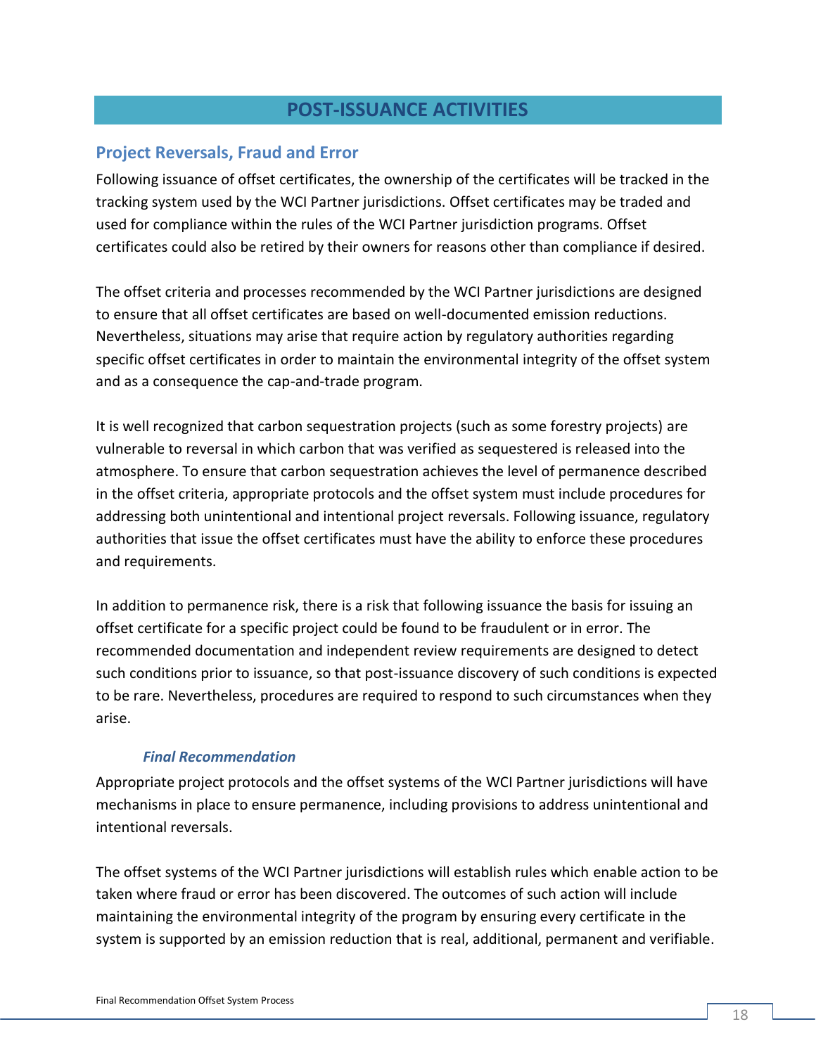# POST-ISSUANCE ACTIVITIES

## Project Reversals, Fraud and Error

Following issuance of offset certificates, the ownership of the certificates will be tracked in the tracking system used by the WCI Partner jurisdictions. Offset certificates may be traded and used for compliance within the rules of the WCI Partner jurisdiction programs. Offset certificates could also be retired by their owners for reasons other than compliance if desired.

The offset criteria and processes recommended by the WCI Partner jurisdictions are designed to ensure that all offset certificates are based on well-documented emission reductions. Nevertheless, situations may arise that require action by regulatory authorities regarding specific offset certificates in order to maintain the environmental integrity of the offset system and as a consequence the cap-and-trade program.

It is well recognized that carbon sequestration projects (such as some forestry projects) are vulnerable to reversal in which carbon that was verified as sequestered is released into the atmosphere. To ensure that carbon sequestration achieves the level of permanence described in the offset criteria, appropriate protocols and the offset system must include procedures for addressing both unintentional and intentional project reversals. Following issuance, regulatory authorities that issue the offset certificates must have the ability to enforce these procedures and requirements.

In addition to permanence risk, there is a risk that following issuance the basis for issuing an offset certificate for a specific project could be found to be fraudulent or in error. The recommended documentation and independent review requirements are designed to detect such conditions prior to issuance, so that post-issuance discovery of such conditions is expected to be rare. Nevertheless, procedures are required to respond to such circumstances when they arise.

### *Final Recommendation*

Appropriate project protocols and the offset systems of the WCI Partner jurisdictions will have mechanisms in place to ensure permanence, including provisions to address unintentional and intentional reversals.

The offset systems of the WCI Partner jurisdictions will establish rules which enable action to be taken where fraud or error has been discovered. The outcomes of such action will include maintaining the environmental integrity of the program by ensuring every certificate in the system is supported by an emission reduction that is real, additional, permanent and verifiable.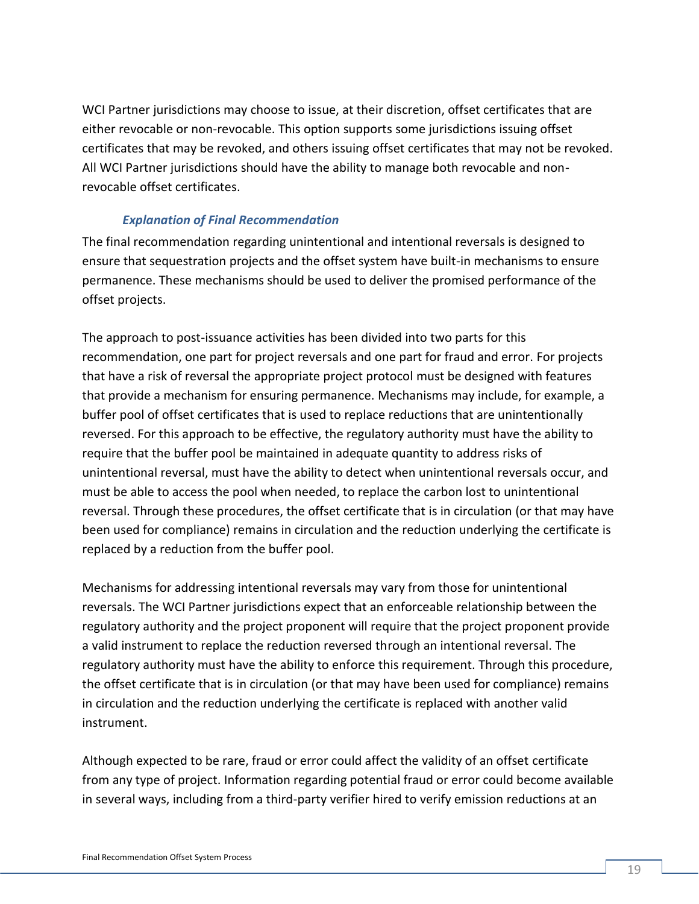WCI Partner jurisdictions may choose to issue, at their discretion, offset certificates that are either revocable or non-revocable. This option supports some jurisdictions issuing offset certificates that may be revoked, and others issuing offset certificates that may not be revoked. All WCI Partner jurisdictions should have the ability to manage both revocable and non-revocable offset certificates.

### *Explanation of Final Recommendation*

The final recommendation regarding unintentional and intentional reversals is designed to ensure that sequestration projects and the offset system have built-in mechanisms to ensure permanence. These mechanisms should be used to deliver the promised performance of the offset projects.

The approach to post-issuance activities has been divided into two parts for this recommendation, one part for project reversals and one part for fraud and error. For projects that have a risk of reversal the appropriate project protocol must be designed with features that provide a mechanism for ensuring permanence. Mechanisms may include, for example, a buffer pool of offset certificates that is used to replace reductions that are unintentionally reversed. For this approach to be effective, the regulatory authority must have the ability to require that the buffer pool be maintained in adequate quantity to address risks of unintentional reversal, must have the ability to detect when unintentional reversals occur, and must be able to access the pool when needed, to replace the carbon lost to unintentional reversal. Through these procedures, the offset certificate that is in circulation (or that may have been used for compliance) remains in circulation and the reduction underlying the certificate is replaced by a reduction from the buffer pool.

Mechanisms for addressing intentional reversals may vary from those for unintentional reversals. The WCI Partner jurisdictions expect that an enforceable relationship between the regulatory authority and the project proponent will require that the project proponent provide a valid instrument to replace the reduction reversed through an intentional reversal. The regulatory authority must have the ability to enforce this requirement. Through this procedure, the offset certificate that is in circulation (or that may have been used for compliance) remains in circulation and the reduction underlying the certificate is replaced with another valid instrument.

Although expected to be rare, fraud or error could affect the validity of an offset certificate from any type of project. Information regarding potential fraud or error could become available in several ways, including from a third-party verifier hired to verify emission reductions at an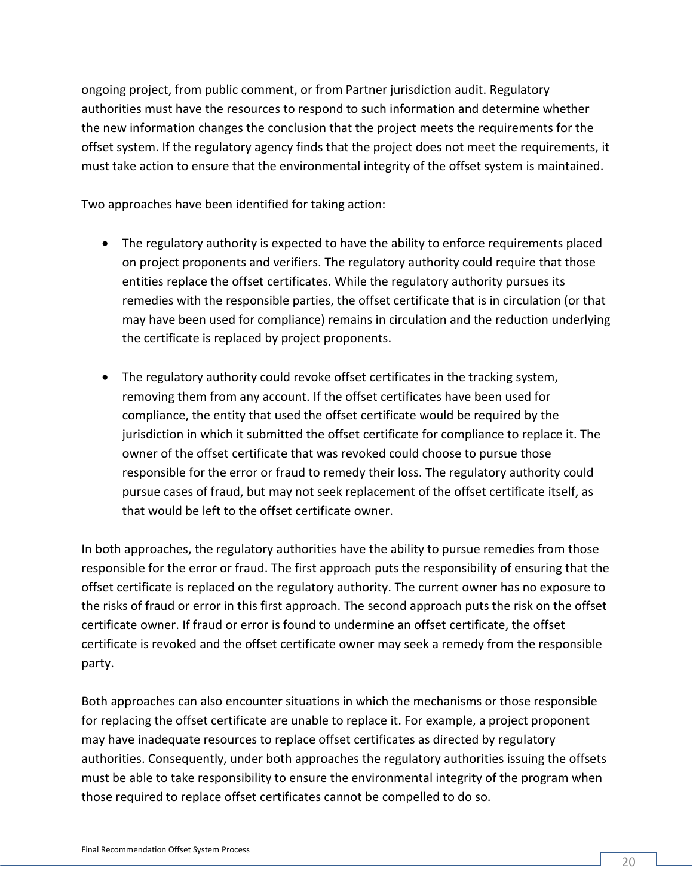ongoing project, from public comment, or from Partner jurisdiction audit. Regulatory authorities must have the resources to respond to such information and determine whether the new information changes the conclusion that the project meets the requirements for the offset system. If the regulatory agency finds that the project does not meet the requirements, it must take action to ensure that the environmental integrity of the offset system is maintained.

Two approaches have been identified for taking action:

- The regulatory authority is expected to have the ability to enforce requirements placed on project proponents and verifiers. The regulatory authority could require that those entities replace the offset certificates. While the regulatory authority pursues its remedies with the responsible parties, the offset certificate that is in circulation (or that may have been used for compliance) remains in circulation and the reduction underlying the certificate is replaced by project proponents.

- The regulatory authority could revoke offset certificates in the tracking system, removing them from any account. If the offset certificates have been used for compliance, the entity that used the offset certificate would be required by the jurisdiction in which it submitted the offset certificate for compliance to replace it. The owner of the offset certificate that was revoked could choose to pursue those responsible for the error or fraud to remedy their loss. The regulatory authority could pursue cases of fraud, but may not seek replacement of the offset certificate itself, as that would be left to the offset certificate owner.

In both approaches, the regulatory authorities have the ability to pursue remedies from those responsible for the error or fraud. The first approach puts the responsibility of ensuring that the offset certificate is replaced on the regulatory authority. The current owner has no exposure to the risks of fraud or error in this first approach. The second approach puts the risk on the offset certificate owner. If fraud or error is found to undermine an offset certificate, the offset certificate is revoked and the offset certificate owner may seek a remedy from the responsible party.

Both approaches can also encounter situations in which the mechanisms or those responsible for replacing the offset certificate are unable to replace it. For example, a project proponent may have inadequate resources to replace offset certificates as directed by regulatory authorities. Consequently, under both approaches the regulatory authorities issuing the offsets must be able to take responsibility to ensure the environmental integrity of the program when those required to replace offset certificates cannot be compelled to do so.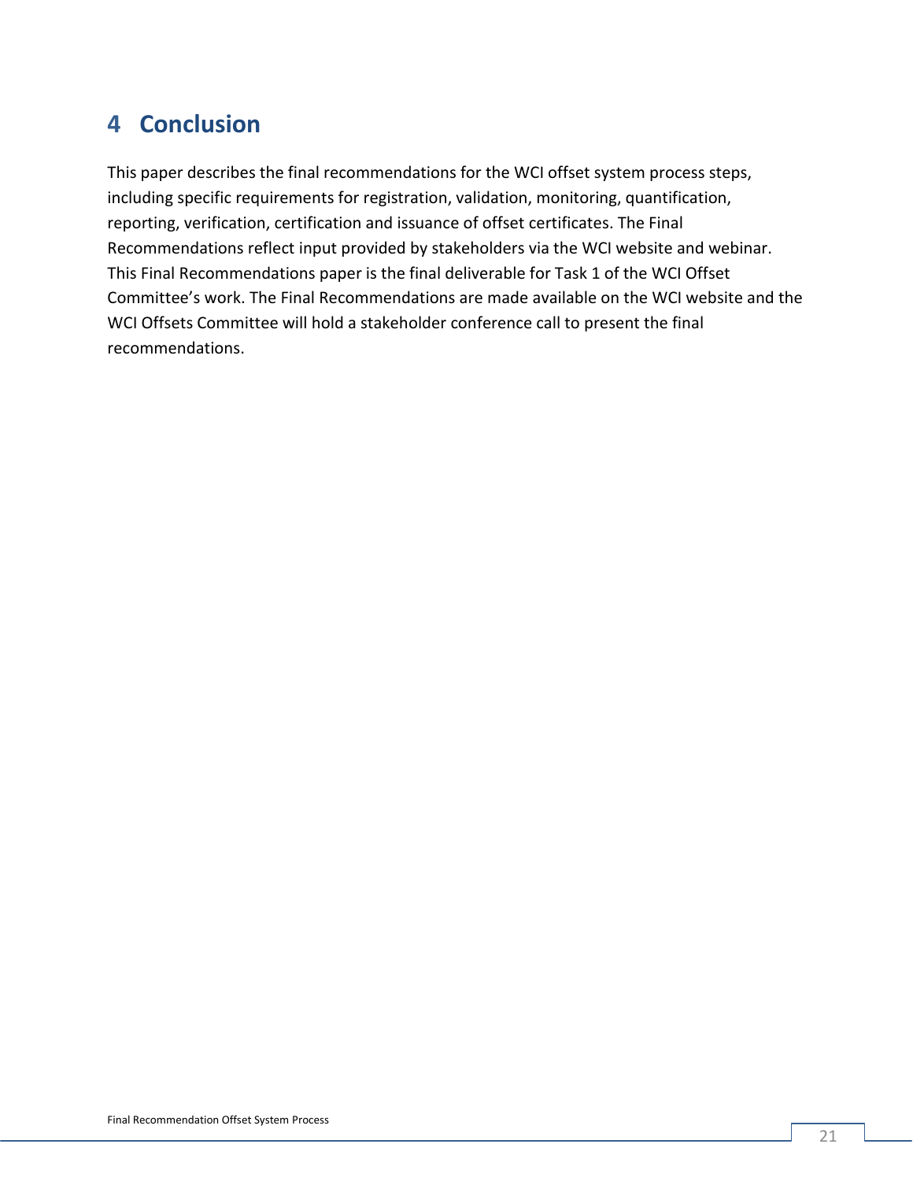# 4 Conclusion

This paper describes the final recommendations for the WCI offset system process steps, including specific requirements for registration, validation, monitoring, quantification, reporting, verification, certification and issuance of offset certificates. The Final Recommendations reflect input provided by stakeholders via the WCI website and webinar. This Final Recommendations paper is the final deliverable for Task 1 of the WCI Offset Committee's work. The Final Recommendations are made available on the WCI website and the WCI Offsets Committee will hold a stakeholder conference call to present the final recommendations.